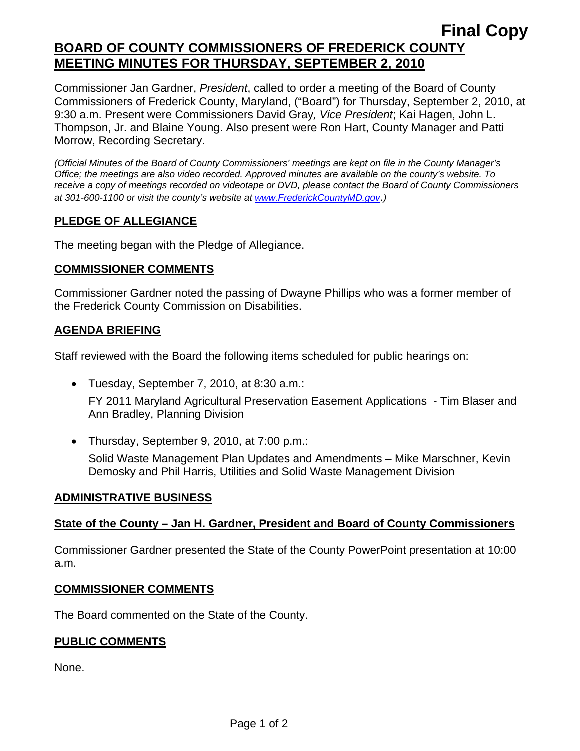**Final Copy**

# BOARD OF COUNTY COMMISSIONERS OF FREDERICK COUNTY MEETING MINUTES FOR THURSDAY, SEPTEMBER 2, 2010

Commissioner Jan Gardner, *President*, called to order a meeting of the Board of County Commissioners of Frederick County, Maryland, ("Board") for Thursday, September 2, 2010, at 9:30 a.m. Present were Commissioners David Gray*, Vice President*; Kai Hagen, John L. Thompson, Jr. and Blaine Young. Also present were Ron Hart, County Manager and Patti Morrow, Recording Secretary.

*(Official Minutes of the Board of County Commissioners' meetings are kept on file in the County Manager's Office; the meetings are also video recorded. Approved minutes are available on the county's website. To receive a copy of meetings recorded on videotape or DVD, please contact the Board of County Commissioners at 301-600-1100 or visit the county's website at www.FrederickCountyMD.gov.)*

## PLEDGE OF ALLEGIANCE

The meeting began with the Pledge of Allegiance.

## COMMISSIONER COMMENTS

Commissioner Gardner noted the passing of Dwayne Phillips who was a former member of the Frederick County Commission on Disabilities.

## AGENDA BRIEFING

Staff reviewed with the Board the following items scheduled for public hearings on:

- Tuesday, September 7, 2010, at 8:30 a.m.:

  FY 2011 Maryland Agricultural Preservation Easement Applications - Tim Blaser and Ann Bradley, Planning Division

- Thursday, September 9, 2010, at 7:00 p.m.:

  Solid Waste Management Plan Updates and Amendments – Mike Marschner, Kevin Demosky and Phil Harris, Utilities and Solid Waste Management Division

## ADMINISTRATIVE BUSINESS

### State of the County – Jan H. Gardner, President and Board of County Commissioners

Commissioner Gardner presented the State of the County PowerPoint presentation at 10:00 a.m.

## COMMISSIONER COMMENTS

The Board commented on the State of the County.

## PUBLIC COMMENTS

None.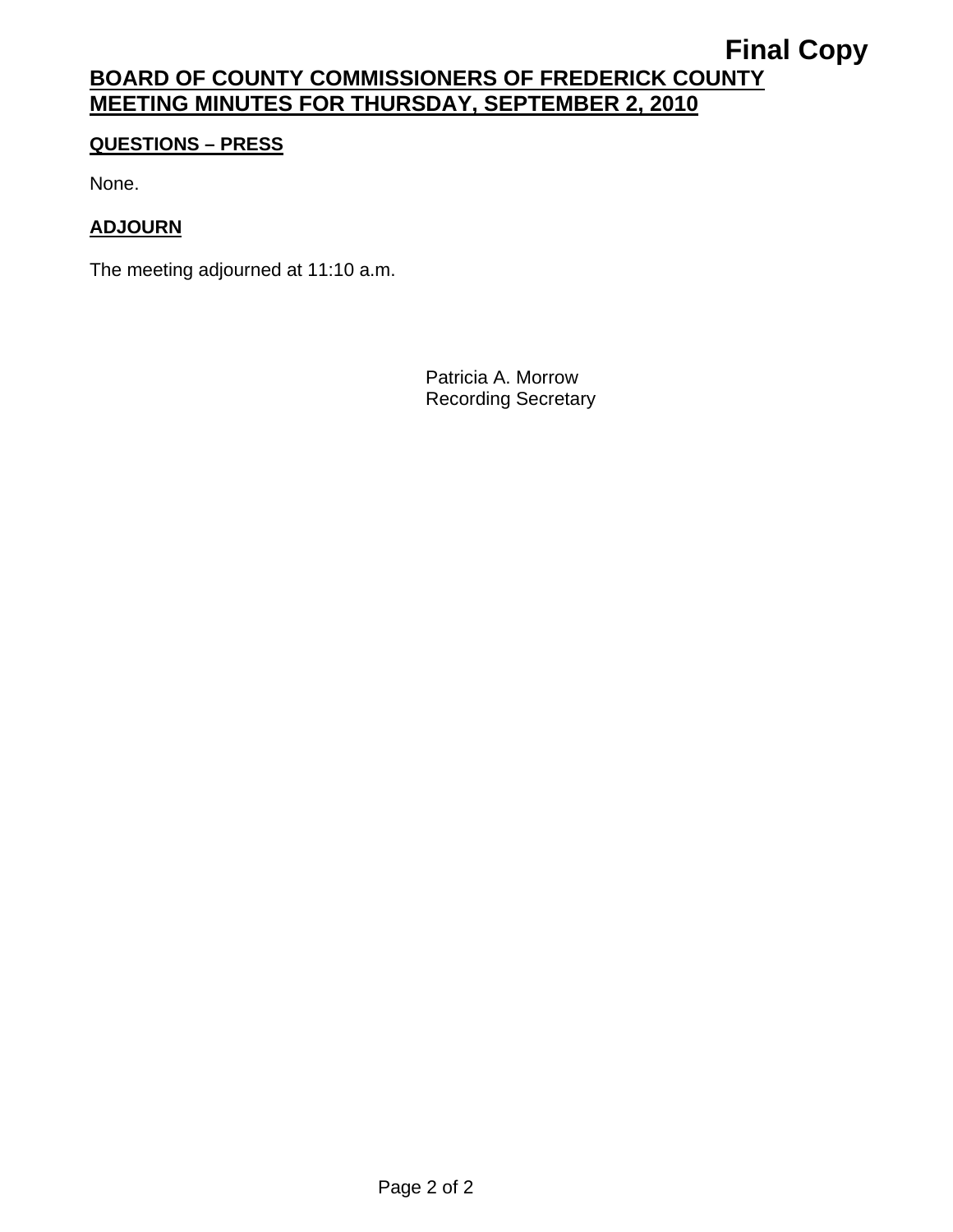## QUESTIONS – PRESS

None.

## ADJOURN

The meeting adjourned at 11:10 a.m.

Patricia A. Morrow
Recording Secretary